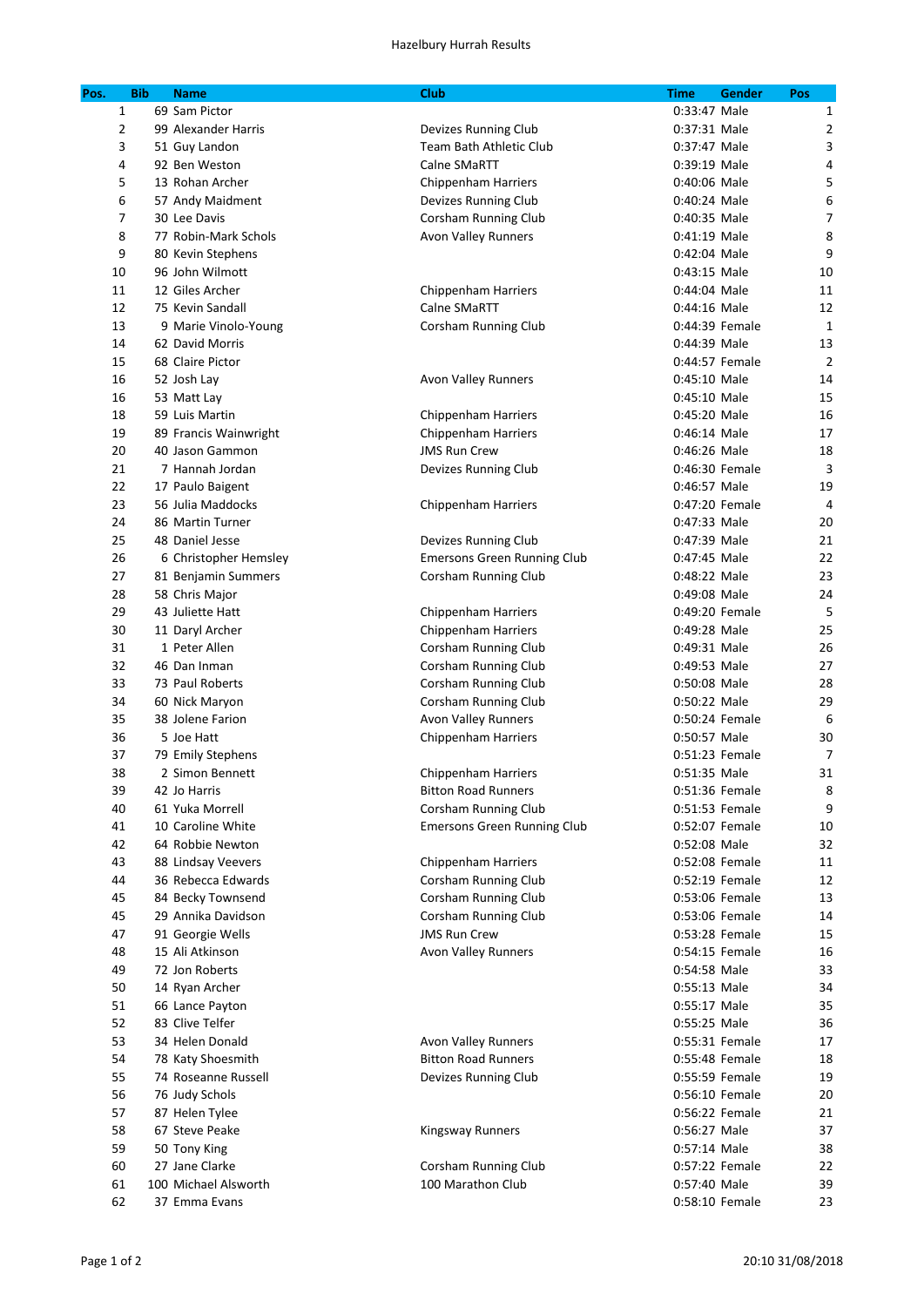# Hazelbury Hurrah Results

| Pos. | Bib | Name | Club | Time | Gender | Pos |
|---|---|---|---|---|---|---|
| 1 | 69 | Sam Pictor | | 0:33:47 | Male | 1 |
| 2 | 99 | Alexander Harris | Devizes Running Club | 0:37:31 | Male | 2 |
| 3 | 51 | Guy Landon | Team Bath Athletic Club | 0:37:47 | Male | 3 |
| 4 | 92 | Ben Weston | Calne SMaRTT | 0:39:19 | Male | 4 |
| 5 | 13 | Rohan Archer | Chippenham Harriers | 0:40:06 | Male | 5 |
| 6 | 57 | Andy Maidment | Devizes Running Club | 0:40:24 | Male | 6 |
| 7 | 30 | Lee Davis | Corsham Running Club | 0:40:35 | Male | 7 |
| 8 | 77 | Robin-Mark Schols | Avon Valley Runners | 0:41:19 | Male | 8 |
| 9 | 80 | Kevin Stephens | | 0:42:04 | Male | 9 |
| 10 | 96 | John Wilmott | | 0:43:15 | Male | 10 |
| 11 | 12 | Giles Archer | Chippenham Harriers | 0:44:04 | Male | 11 |
| 12 | 75 | Kevin Sandall | Calne SMaRTT | 0:44:16 | Male | 12 |
| 13 | 9 | Marie Vinolo-Young | Corsham Running Club | 0:44:39 | Female | 1 |
| 14 | 62 | David Morris | | 0:44:39 | Male | 13 |
| 15 | 68 | Claire Pictor | | 0:44:57 | Female | 2 |
| 16 | 52 | Josh Lay | Avon Valley Runners | 0:45:10 | Male | 14 |
| 16 | 53 | Matt Lay | | 0:45:10 | Male | 15 |
| 18 | 59 | Luis Martin | Chippenham Harriers | 0:45:20 | Male | 16 |
| 19 | 89 | Francis Wainwright | Chippenham Harriers | 0:46:14 | Male | 17 |
| 20 | 40 | Jason Gammon | JMS Run Crew | 0:46:26 | Male | 18 |
| 21 | 7 | Hannah Jordan | Devizes Running Club | 0:46:30 | Female | 3 |
| 22 | 17 | Paulo Baigent | | 0:46:57 | Male | 19 |
| 23 | 56 | Julia Maddocks | Chippenham Harriers | 0:47:20 | Female | 4 |
| 24 | 86 | Martin Turner | | 0:47:33 | Male | 20 |
| 25 | 48 | Daniel Jesse | Devizes Running Club | 0:47:39 | Male | 21 |
| 26 | 6 | Christopher Hemsley | Emersons Green Running Club | 0:47:45 | Male | 22 |
| 27 | 81 | Benjamin Summers | Corsham Running Club | 0:48:22 | Male | 23 |
| 28 | 58 | Chris Major | | 0:49:08 | Male | 24 |
| 29 | 43 | Juliette Hatt | Chippenham Harriers | 0:49:20 | Female | 5 |
| 30 | 11 | Daryl Archer | Chippenham Harriers | 0:49:28 | Male | 25 |
| 31 | 1 | Peter Allen | Corsham Running Club | 0:49:31 | Male | 26 |
| 32 | 46 | Dan Inman | Corsham Running Club | 0:49:53 | Male | 27 |
| 33 | 73 | Paul Roberts | Corsham Running Club | 0:50:08 | Male | 28 |
| 34 | 60 | Nick Maryon | Corsham Running Club | 0:50:22 | Male | 29 |
| 35 | 38 | Jolene Farion | Avon Valley Runners | 0:50:24 | Female | 6 |
| 36 | 5 | Joe Hatt | Chippenham Harriers | 0:50:57 | Male | 30 |
| 37 | 79 | Emily Stephens | | 0:51:23 | Female | 7 |
| 38 | 2 | Simon Bennett | Chippenham Harriers | 0:51:35 | Male | 31 |
| 39 | 42 | Jo Harris | Bitton Road Runners | 0:51:36 | Female | 8 |
| 40 | 61 | Yuka Morrell | Corsham Running Club | 0:51:53 | Female | 9 |
| 41 | 10 | Caroline White | Emersons Green Running Club | 0:52:07 | Female | 10 |
| 42 | 64 | Robbie Newton | | 0:52:08 | Male | 32 |
| 43 | 88 | Lindsay Veevers | Chippenham Harriers | 0:52:08 | Female | 11 |
| 44 | 36 | Rebecca Edwards | Corsham Running Club | 0:52:19 | Female | 12 |
| 45 | 84 | Becky Townsend | Corsham Running Club | 0:53:06 | Female | 13 |
| 45 | 29 | Annika Davidson | Corsham Running Club | 0:53:06 | Female | 14 |
| 47 | 91 | Georgie Wells | JMS Run Crew | 0:53:28 | Female | 15 |
| 48 | 15 | Ali Atkinson | Avon Valley Runners | 0:54:15 | Female | 16 |
| 49 | 72 | Jon Roberts | | 0:54:58 | Male | 33 |
| 50 | 14 | Ryan Archer | | 0:55:13 | Male | 34 |
| 51 | 66 | Lance Payton | | 0:55:17 | Male | 35 |
| 52 | 83 | Clive Telfer | | 0:55:25 | Male | 36 |
| 53 | 34 | Helen Donald | Avon Valley Runners | 0:55:31 | Female | 17 |
| 54 | 78 | Katy Shoesmith | Bitton Road Runners | 0:55:48 | Female | 18 |
| 55 | 74 | Roseanne Russell | Devizes Running Club | 0:55:59 | Female | 19 |
| 56 | 76 | Judy Schols | | 0:56:10 | Female | 20 |
| 57 | 87 | Helen Tylee | | 0:56:22 | Female | 21 |
| 58 | 67 | Steve Peake | Kingsway Runners | 0:56:27 | Male | 37 |
| 59 | 50 | Tony King | | 0:57:14 | Male | 38 |
| 60 | 27 | Jane Clarke | Corsham Running Club | 0:57:22 | Female | 22 |
| 61 | 100 | Michael Alsworth | 100 Marathon Club | 0:57:40 | Male | 39 |
| 62 | 37 | Emma Evans | | 0:58:10 | Female | 23 |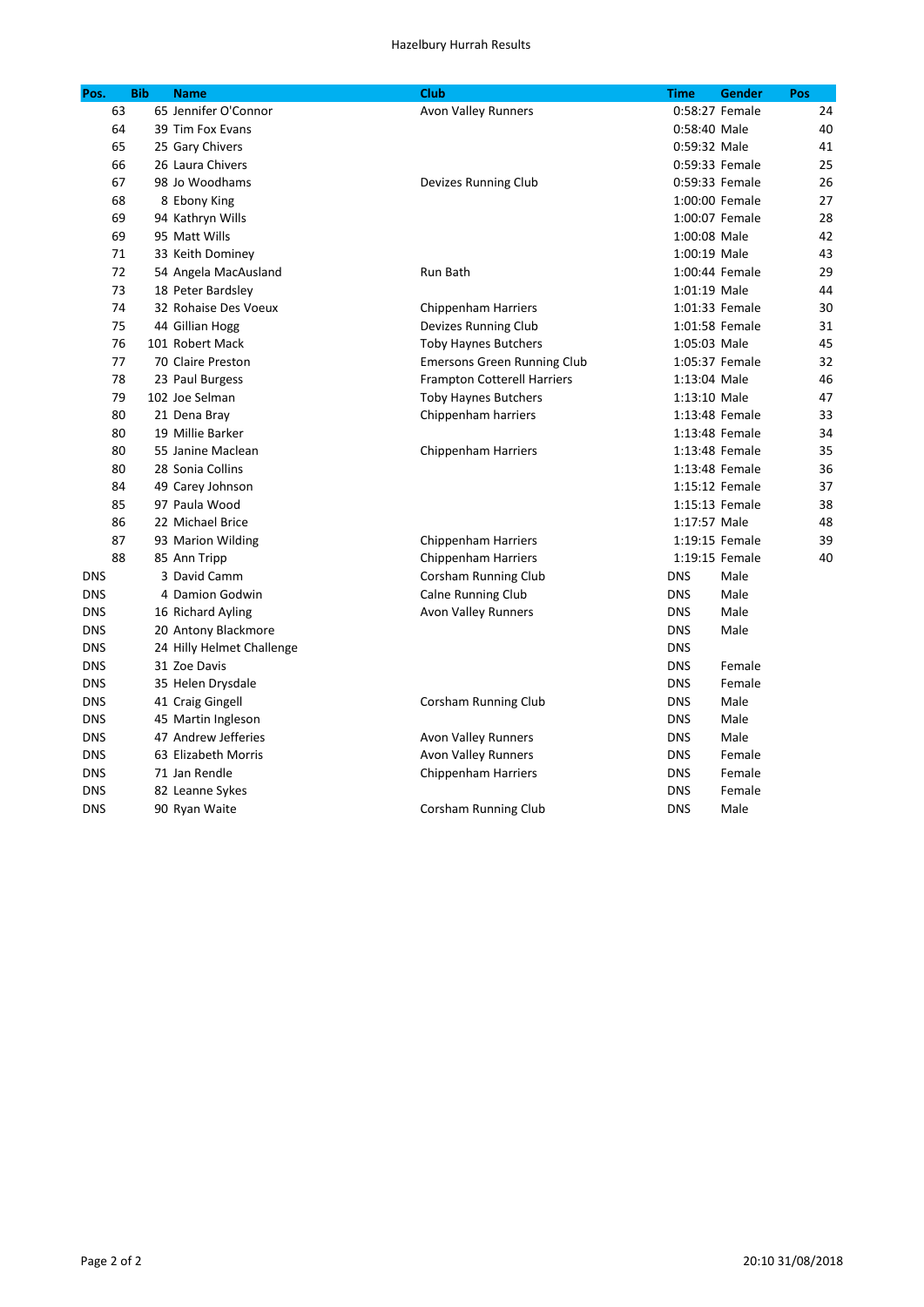| Pos. | Bib | Name | Club | Time | Gender | Pos |
|---|---|---|---|---|---|---|
| 63 | 65 | Jennifer O'Connor | Avon Valley Runners | 0:58:27 | Female | 24 |
| 64 | 39 | Tim Fox Evans | | 0:58:40 | Male | 40 |
| 65 | 25 | Gary Chivers | | 0:59:32 | Male | 41 |
| 66 | 26 | Laura Chivers | | 0:59:33 | Female | 25 |
| 67 | 98 | Jo Woodhams | Devizes Running Club | 0:59:33 | Female | 26 |
| 68 | 8 | Ebony King | | 1:00:00 | Female | 27 |
| 69 | 94 | Kathryn Wills | | 1:00:07 | Female | 28 |
| 69 | 95 | Matt Wills | | 1:00:08 | Male | 42 |
| 71 | 33 | Keith Dominey | | 1:00:19 | Male | 43 |
| 72 | 54 | Angela MacAusland | Run Bath | 1:00:44 | Female | 29 |
| 73 | 18 | Peter Bardsley | | 1:01:19 | Male | 44 |
| 74 | 32 | Rohaise Des Voeux | Chippenham Harriers | 1:01:33 | Female | 30 |
| 75 | 44 | Gillian Hogg | Devizes Running Club | 1:01:58 | Female | 31 |
| 76 | 101 | Robert Mack | Toby Haynes Butchers | 1:05:03 | Male | 45 |
| 77 | 70 | Claire Preston | Emersons Green Running Club | 1:05:37 | Female | 32 |
| 78 | 23 | Paul Burgess | Frampton Cotterell Harriers | 1:13:04 | Male | 46 |
| 79 | 102 | Joe Selman | Toby Haynes Butchers | 1:13:10 | Male | 47 |
| 80 | 21 | Dena Bray | Chippenham harriers | 1:13:48 | Female | 33 |
| 80 | 19 | Millie Barker | | 1:13:48 | Female | 34 |
| 80 | 55 | Janine Maclean | Chippenham Harriers | 1:13:48 | Female | 35 |
| 80 | 28 | Sonia Collins | | 1:13:48 | Female | 36 |
| 84 | 49 | Carey Johnson | | 1:15:12 | Female | 37 |
| 85 | 97 | Paula Wood | | 1:15:13 | Female | 38 |
| 86 | 22 | Michael Brice | | 1:17:57 | Male | 48 |
| 87 | 93 | Marion Wilding | Chippenham Harriers | 1:19:15 | Female | 39 |
| 88 | 85 | Ann Tripp | Chippenham Harriers | 1:19:15 | Female | 40 |
| DNS | 3 | David Camm | Corsham Running Club | DNS | Male | |
| DNS | 4 | Damion Godwin | Calne Running Club | DNS | Male | |
| DNS | 16 | Richard Ayling | Avon Valley Runners | DNS | Male | |
| DNS | 20 | Antony Blackmore | | DNS | Male | |
| DNS | 24 | Hilly Helmet Challenge | | DNS | | |
| DNS | 31 | Zoe Davis | | DNS | Female | |
| DNS | 35 | Helen Drysdale | | DNS | Female | |
| DNS | 41 | Craig Gingell | Corsham Running Club | DNS | Male | |
| DNS | 45 | Martin Ingleson | | DNS | Male | |
| DNS | 47 | Andrew Jefferies | Avon Valley Runners | DNS | Male | |
| DNS | 63 | Elizabeth Morris | Avon Valley Runners | DNS | Female | |
| DNS | 71 | Jan Rendle | Chippenham Harriers | DNS | Female | |
| DNS | 82 | Leanne Sykes | | DNS | Female | |
| DNS | 90 | Ryan Waite | Corsham Running Club | DNS | Male | |